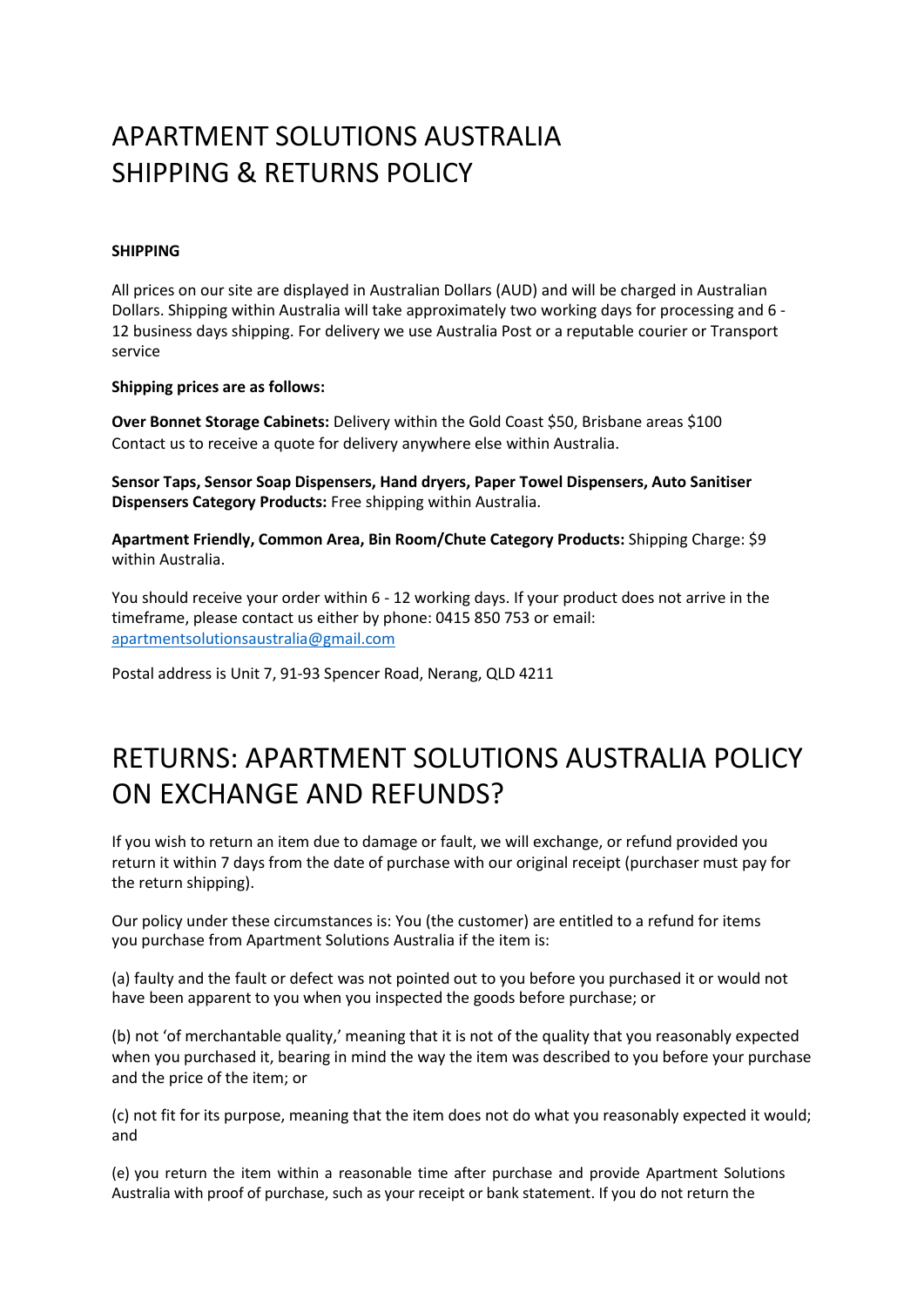# APARTMENT SOLUTIONS AUSTRALIA
# SHIPPING & RETURNS POLICY

**SHIPPING**

All prices on our site are displayed in Australian Dollars (AUD) and will be charged in Australian Dollars. Shipping within Australia will take approximately two working days for processing and 6 - 12 business days shipping. For delivery we use Australia Post or a reputable courier or Transport service

**Shipping prices are as follows:**

**Over Bonnet Storage Cabinets:** Delivery within the Gold Coast $50, Brisbane areas $100
Contact us to receive a quote for delivery anywhere else within Australia.

**Sensor Taps, Sensor Soap Dispensers, Hand dryers, Paper Towel Dispensers, Auto Sanitiser Dispensers Category Products:** Free shipping within Australia.

**Apartment Friendly, Common Area, Bin Room/Chute Category Products:** Shipping Charge: $9 within Australia.

You should receive your order within 6 - 12 working days. If your product does not arrive in the timeframe, please contact us either by phone: 0415 850 753 or email: apartmentsolutionsaustralia@gmail.com

Postal address is Unit 7, 91-93 Spencer Road, Nerang, QLD 4211

# RETURNS: APARTMENT SOLUTIONS AUSTRALIA POLICY ON EXCHANGE AND REFUNDS?

If you wish to return an item due to damage or fault, we will exchange, or refund provided you return it within 7 days from the date of purchase with our original receipt (purchaser must pay for the return shipping).

Our policy under these circumstances is: You (the customer) are entitled to a refund for items you purchase from Apartment Solutions Australia if the item is:

(a) faulty and the fault or defect was not pointed out to you before you purchased it or would not have been apparent to you when you inspected the goods before purchase; or

(b) not 'of merchantable quality,' meaning that it is not of the quality that you reasonably expected when you purchased it, bearing in mind the way the item was described to you before your purchase and the price of the item; or

(c) not fit for its purpose, meaning that the item does not do what you reasonably expected it would; and

(e) you return the item within a reasonable time after purchase and provide Apartment Solutions Australia with proof of purchase, such as your receipt or bank statement. If you do not return the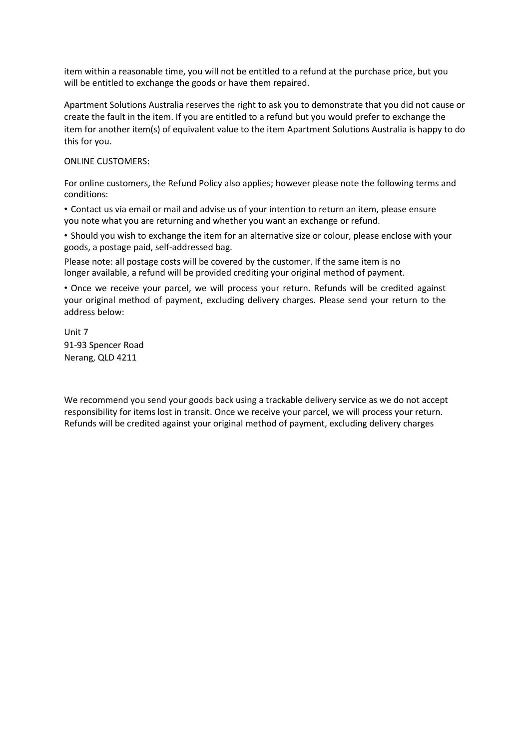item within a reasonable time, you will not be entitled to a refund at the purchase price, but you will be entitled to exchange the goods or have them repaired.

Apartment Solutions Australia reserves the right to ask you to demonstrate that you did not cause or create the fault in the item. If you are entitled to a refund but you would prefer to exchange the item for another item(s) of equivalent value to the item Apartment Solutions Australia is happy to do this for you.

ONLINE CUSTOMERS:

For online customers, the Refund Policy also applies; however please note the following terms and conditions:

• Contact us via email or mail and advise us of your intention to return an item, please ensure you note what you are returning and whether you want an exchange or refund.

• Should you wish to exchange the item for an alternative size or colour, please enclose with your goods, a postage paid, self-addressed bag.

Please note: all postage costs will be covered by the customer. If the same item is no longer available, a refund will be provided crediting your original method of payment.

• Once we receive your parcel, we will process your return. Refunds will be credited against your original method of payment, excluding delivery charges. Please send your return to the address below:

Unit 7
91-93 Spencer Road
Nerang, QLD 4211

We recommend you send your goods back using a trackable delivery service as we do not accept responsibility for items lost in transit. Once we receive your parcel, we will process your return. Refunds will be credited against your original method of payment, excluding delivery charges